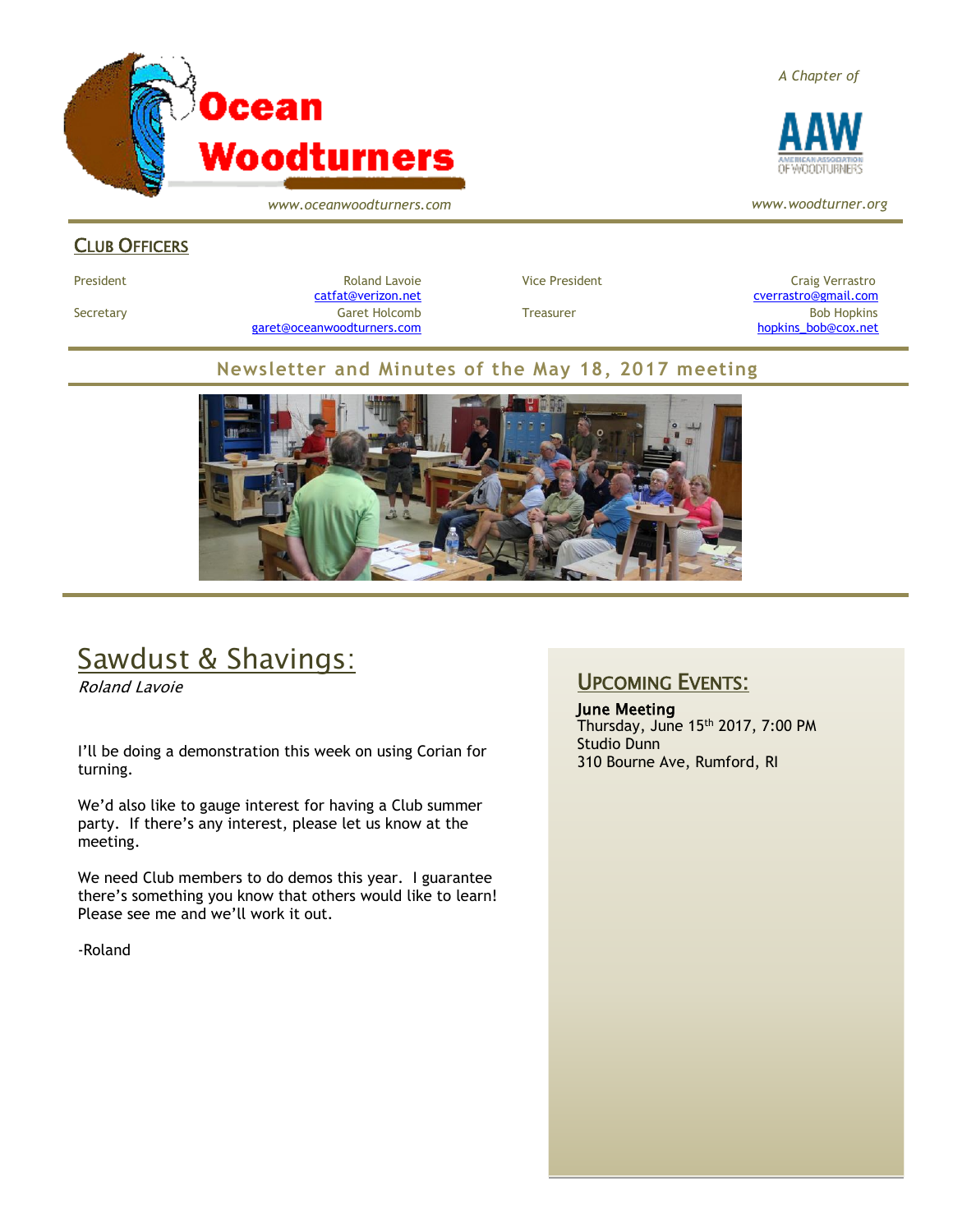# Ocean Woodturners

*www.oceanwoodturners.com*

*A Chapter of*

AAW
AMERICAN ASSOCIATION OF WOODTURNERS

*www.woodturner.org*

## Club Officers

| | | | |
|---|---|---|---|
| President | Roland Lavoie catfat@verizon.net | Vice President | Craig Verrastro cverrastro@gmail.com |
| Secretary | Garet Holcomb garet@oceanwoodturners.com | Treasurer | Bob Hopkins hopkins_bob@cox.net |

## Newsletter and Minutes of the May 18, 2017 meeting

## Sawdust & Shavings:

*Roland Lavoie*

I'll be doing a demonstration this week on using Corian for turning.

We'd also like to gauge interest for having a Club summer party. If there's any interest, please let us know at the meeting.

We need Club members to do demos this year. I guarantee there's something you know that others would like to learn! Please see me and we'll work it out.

-Roland

## Upcoming Events:

**June Meeting**
Thursday, June 15th 2017, 7:00 PM
Studio Dunn
310 Bourne Ave, Rumford, RI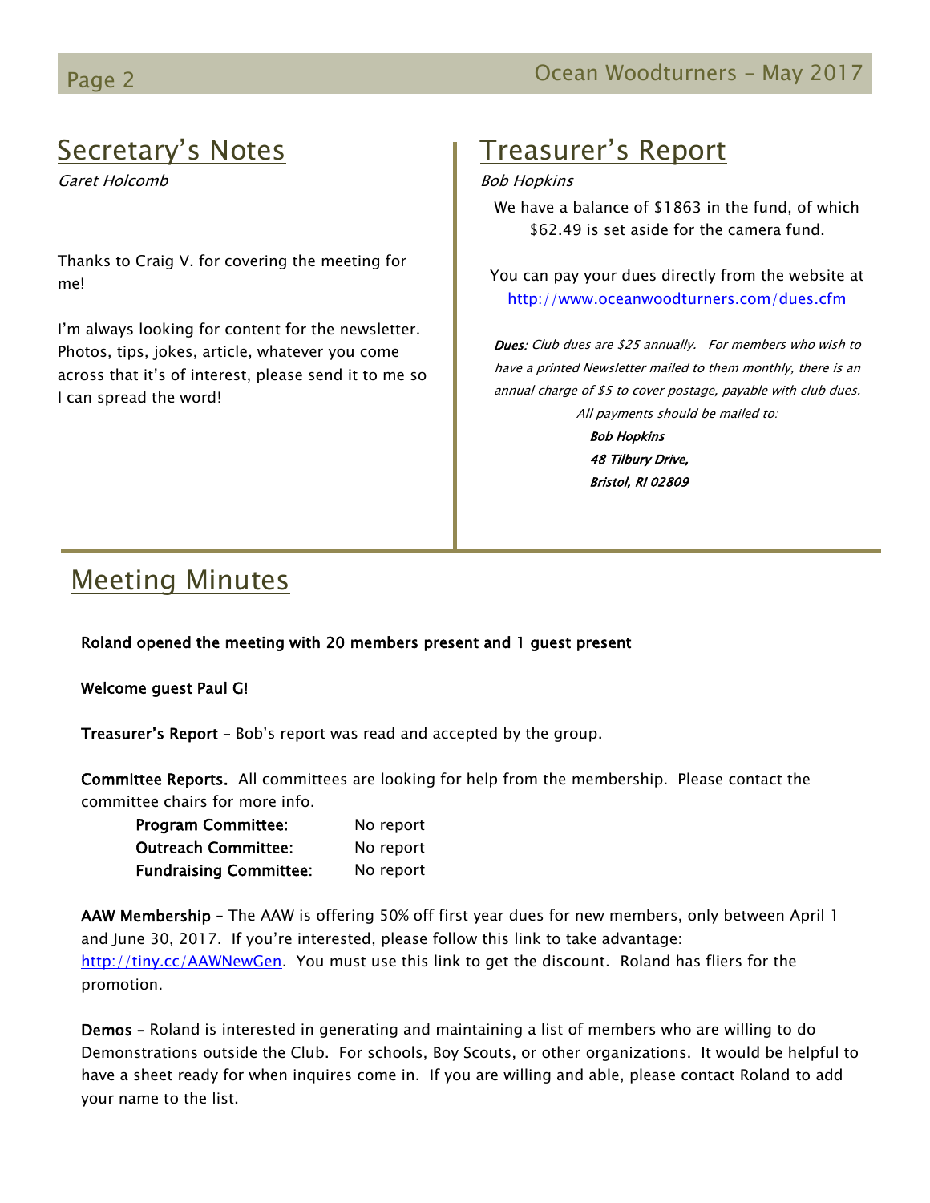## Secretary's Notes

*Garet Holcomb*

Thanks to Craig V. for covering the meeting for me!

I'm always looking for content for the newsletter. Photos, tips, jokes, article, whatever you come across that it's of interest, please send it to me so I can spread the word!

## Treasurer's Report

*Bob Hopkins*

We have a balance of $1863 in the fund, of which $62.49 is set aside for the camera fund.

You can pay your dues directly from the website at http://www.oceanwoodturners.com/dues.cfm

***Dues:*** *Club dues are $25 annually. For members who wish to have a printed Newsletter mailed to them monthly, there is an annual charge of $5 to cover postage, payable with club dues.*

*All payments should be mailed to:*

***Bob Hopkins***
***48 Tilbury Drive,***
***Bristol, RI 02809***

## Meeting Minutes

**Roland opened the meeting with 20 members present and 1 guest present**

**Welcome guest Paul G!**

**Treasurer's Report** – Bob's report was read and accepted by the group.

**Committee Reports.** All committees are looking for help from the membership. Please contact the committee chairs for more info.

| | |
|---|---|
| **Program Committee**: | No report |
| **Outreach Committee**: | No report |
| **Fundraising Committee**: | No report |

**AAW Membership** – The AAW is offering 50% off first year dues for new members, only between April 1 and June 30, 2017. If you're interested, please follow this link to take advantage: http://tiny.cc/AAWNewGen. You must use this link to get the discount. Roland has fliers for the promotion.

**Demos** – Roland is interested in generating and maintaining a list of members who are willing to do Demonstrations outside the Club. For schools, Boy Scouts, or other organizations. It would be helpful to have a sheet ready for when inquires come in. If you are willing and able, please contact Roland to add your name to the list.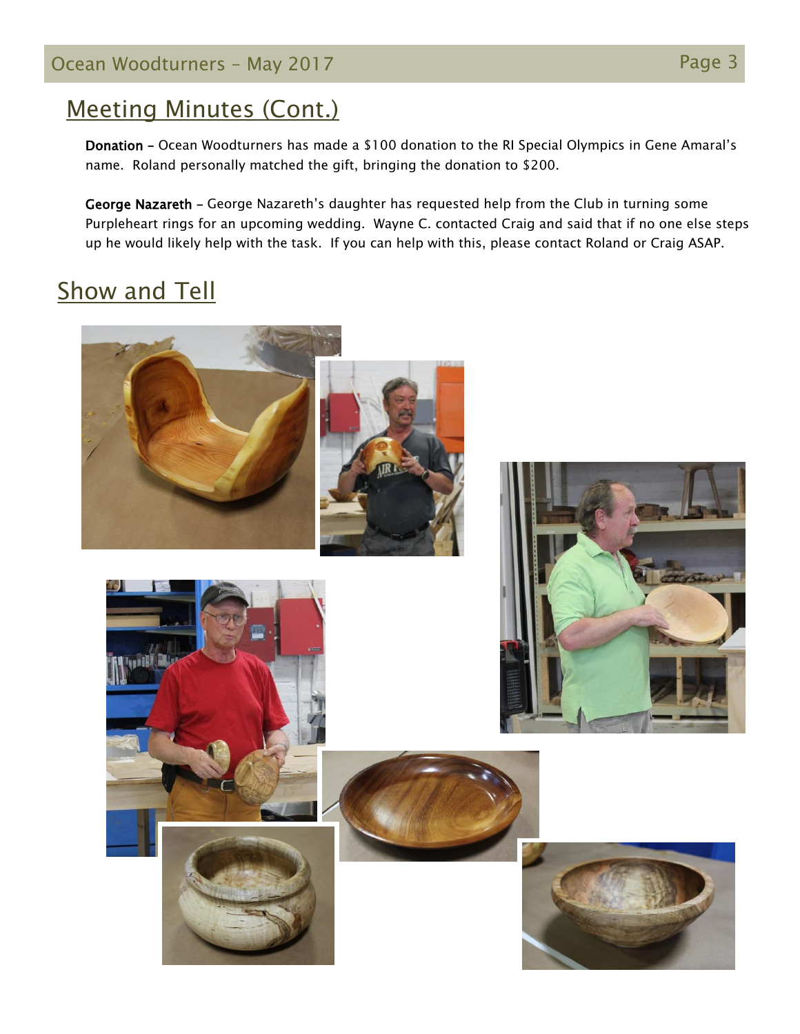## Meeting Minutes (Cont.)

**Donation** – Ocean Woodturners has made a $100 donation to the RI Special Olympics in Gene Amaral's name. Roland personally matched the gift, bringing the donation to $200.

**George Nazareth** – George Nazareth's daughter has requested help from the Club in turning some Purpleheart rings for an upcoming wedding. Wayne C. contacted Craig and said that if no one else steps up he would likely help with the task. If you can help with this, please contact Roland or Craig ASAP.

## Show and Tell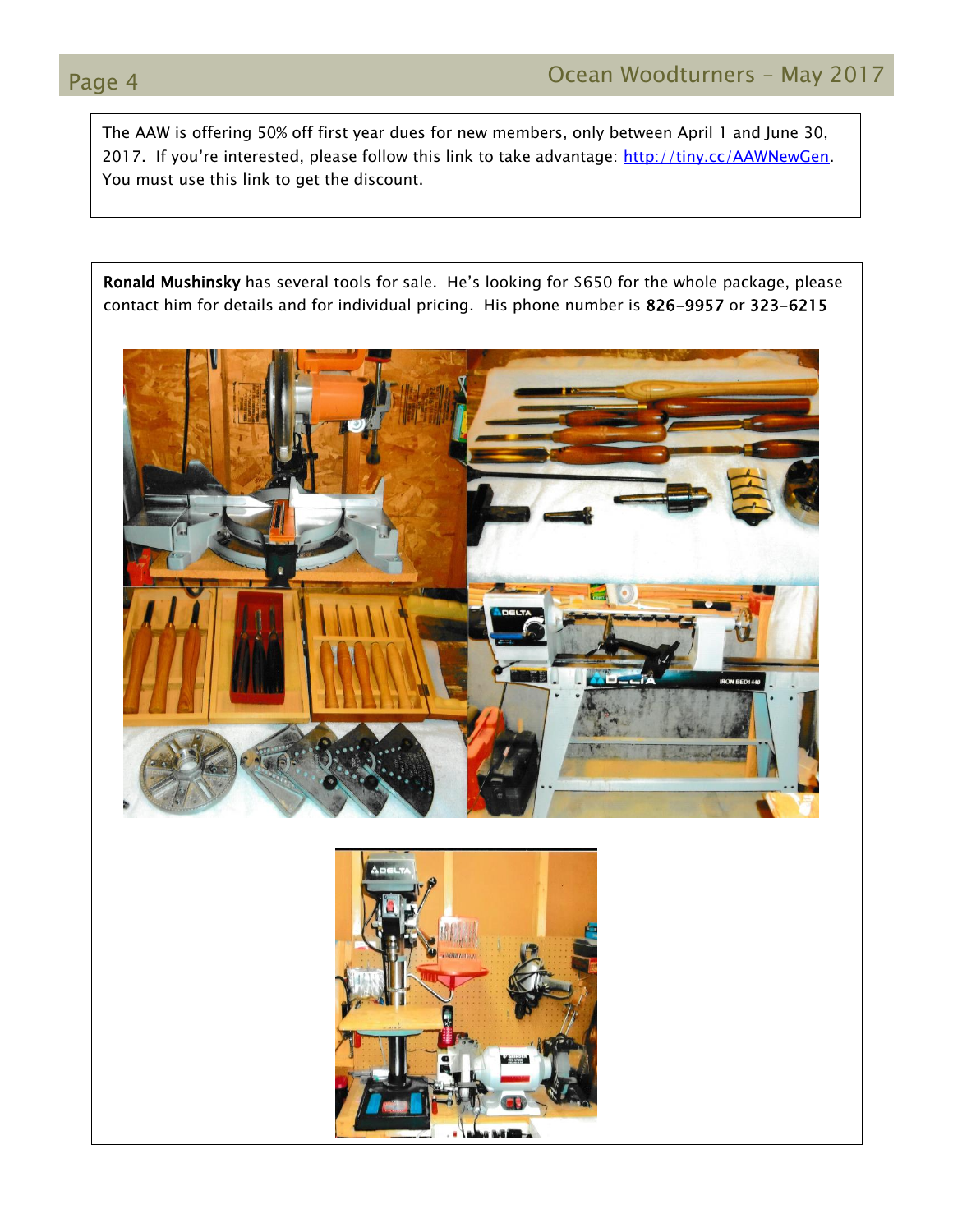The AAW is offering 50% off first year dues for new members, only between April 1 and June 30, 2017. If you're interested, please follow this link to take advantage: [http://tiny.cc/AAWNewGen](http://tiny.cc/AAWNewGen). You must use this link to get the discount.

**Ronald Mushinsky** has several tools for sale. He's looking for $650 for the whole package, please contact him for details and for individual pricing. His phone number is **826-9957** or **323-6215**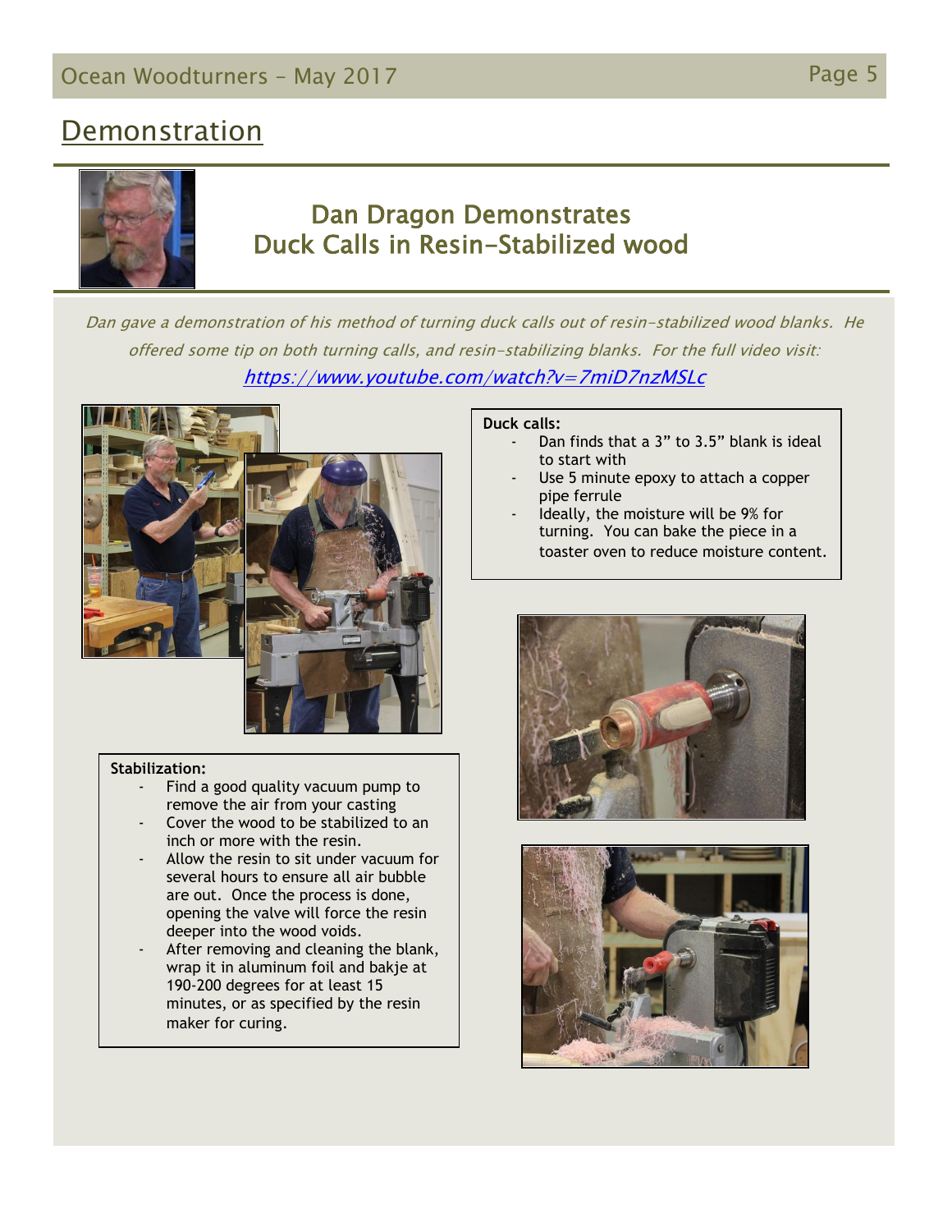## Demonstration

# Dan Dragon Demonstrates Duck Calls in Resin-Stabilized wood

*Dan gave a demonstration of his method of turning duck calls out of resin-stabilized wood blanks. He offered some tip on both turning calls, and resin-stabilizing blanks. For the full video visit:* [*https://www.youtube.com/watch?v=7miD7nzMSLc*](https://www.youtube.com/watch?v=7miD7nzMSLc)

**Duck calls:**

- Dan finds that a 3" to 3.5" blank is ideal to start with
- Use 5 minute epoxy to attach a copper pipe ferrule
- Ideally, the moisture will be 9% for turning. You can bake the piece in a toaster oven to reduce moisture content.

**Stabilization:**

- Find a good quality vacuum pump to remove the air from your casting
- Cover the wood to be stabilized to an inch or more with the resin.
- Allow the resin to sit under vacuum for several hours to ensure all air bubble are out. Once the process is done, opening the valve will force the resin deeper into the wood voids.
- After removing and cleaning the blank, wrap it in aluminum foil and bakje at 190-200 degrees for at least 15 minutes, or as specified by the resin maker for curing.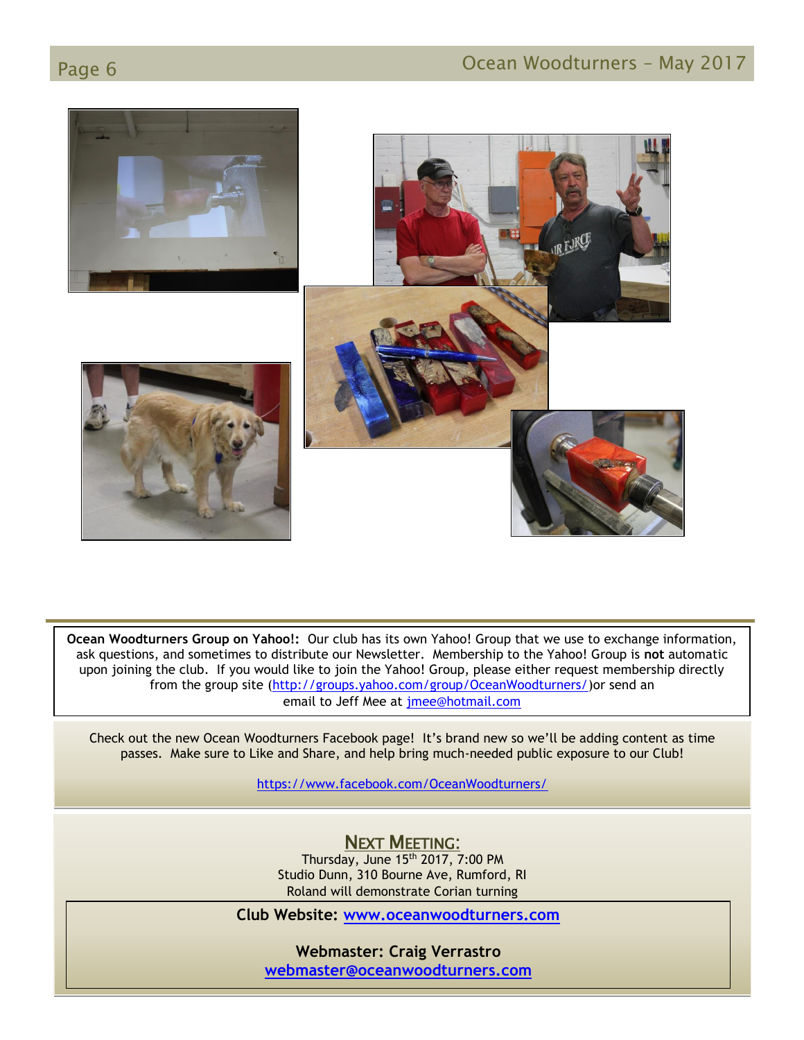**Ocean Woodturners Group on Yahoo!:** Our club has its own Yahoo! Group that we use to exchange information, ask questions, and sometimes to distribute our Newsletter. Membership to the Yahoo! Group is **not** automatic upon joining the club. If you would like to join the Yahoo! Group, please either request membership directly from the group site (http://groups.yahoo.com/group/OceanWoodturners/)or send an email to Jeff Mee at jmee@hotmail.com

Check out the new Ocean Woodturners Facebook page! It's brand new so we'll be adding content as time passes. Make sure to Like and Share, and help bring much-needed public exposure to our Club!

https://www.facebook.com/OceanWoodturners/

## NEXT MEETING:

Thursday, June 15th 2017, 7:00 PM
Studio Dunn, 310 Bourne Ave, Rumford, RI
Roland will demonstrate Corian turning

**Club Website: www.oceanwoodturners.com**

**Webmaster: Craig Verrastro**
**webmaster@oceanwoodturners.com**